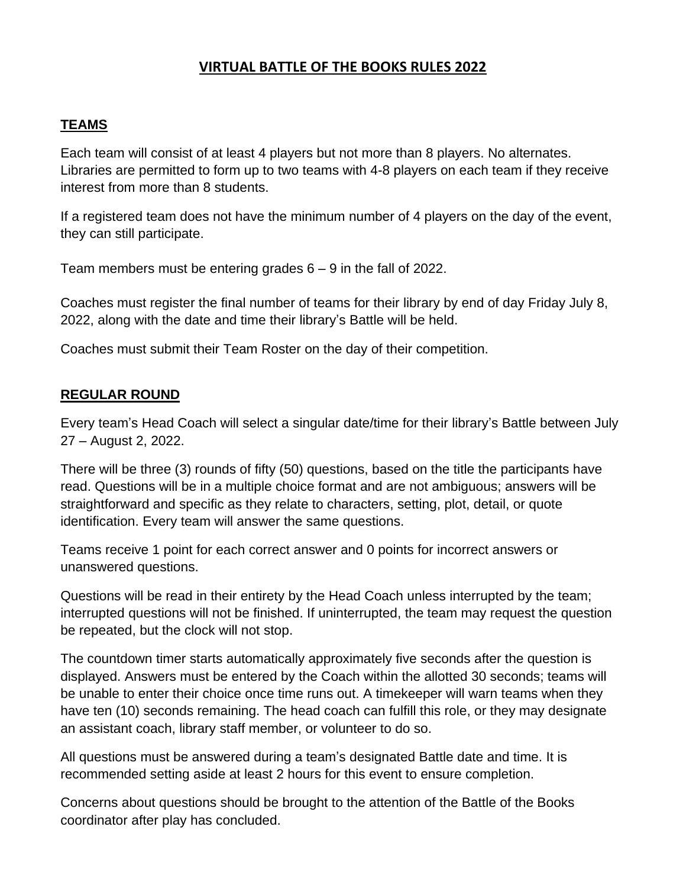# VIRTUAL BATTLE OF THE BOOKS RULES 2022

## TEAMS

Each team will consist of at least 4 players but not more than 8 players. No alternates. Libraries are permitted to form up to two teams with 4-8 players on each team if they receive interest from more than 8 students.

If a registered team does not have the minimum number of 4 players on the day of the event, they can still participate.

Team members must be entering grades 6 – 9 in the fall of 2022.

Coaches must register the final number of teams for their library by end of day Friday July 8, 2022, along with the date and time their library's Battle will be held.

Coaches must submit their Team Roster on the day of their competition.

## REGULAR ROUND

Every team's Head Coach will select a singular date/time for their library's Battle between July 27 – August 2, 2022.

There will be three (3) rounds of fifty (50) questions, based on the title the participants have read. Questions will be in a multiple choice format and are not ambiguous; answers will be straightforward and specific as they relate to characters, setting, plot, detail, or quote identification. Every team will answer the same questions.

Teams receive 1 point for each correct answer and 0 points for incorrect answers or unanswered questions.

Questions will be read in their entirety by the Head Coach unless interrupted by the team; interrupted questions will not be finished. If uninterrupted, the team may request the question be repeated, but the clock will not stop.

The countdown timer starts automatically approximately five seconds after the question is displayed. Answers must be entered by the Coach within the allotted 30 seconds; teams will be unable to enter their choice once time runs out. A timekeeper will warn teams when they have ten (10) seconds remaining. The head coach can fulfill this role, or they may designate an assistant coach, library staff member, or volunteer to do so.

All questions must be answered during a team's designated Battle date and time. It is recommended setting aside at least 2 hours for this event to ensure completion.

Concerns about questions should be brought to the attention of the Battle of the Books coordinator after play has concluded.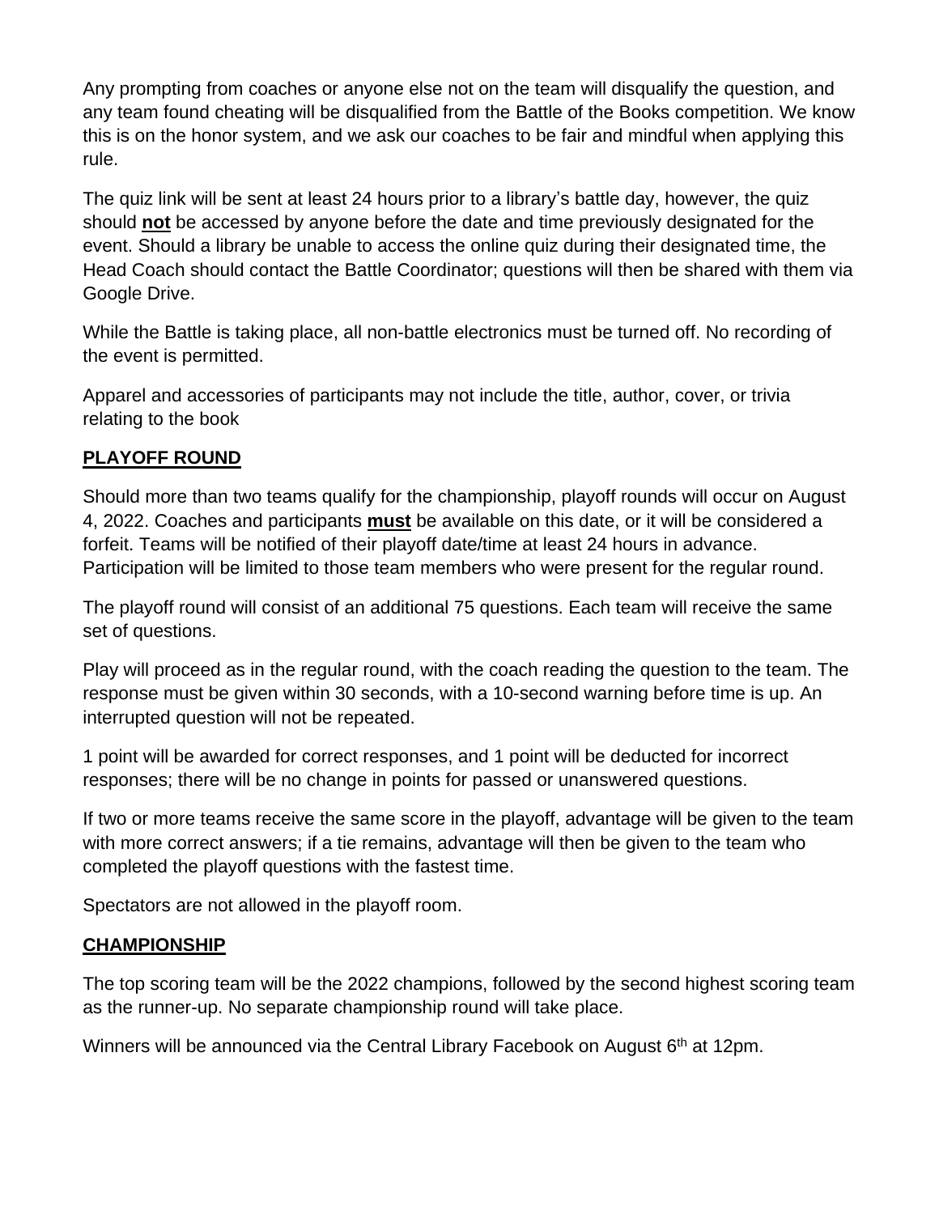Any prompting from coaches or anyone else not on the team will disqualify the question, and any team found cheating will be disqualified from the Battle of the Books competition. We know this is on the honor system, and we ask our coaches to be fair and mindful when applying this rule.

The quiz link will be sent at least 24 hours prior to a library's battle day, however, the quiz should **not** be accessed by anyone before the date and time previously designated for the event. Should a library be unable to access the online quiz during their designated time, the Head Coach should contact the Battle Coordinator; questions will then be shared with them via Google Drive.

While the Battle is taking place, all non-battle electronics must be turned off. No recording of the event is permitted.

Apparel and accessories of participants may not include the title, author, cover, or trivia relating to the book

## PLAYOFF ROUND

Should more than two teams qualify for the championship, playoff rounds will occur on August 4, 2022. Coaches and participants **must** be available on this date, or it will be considered a forfeit. Teams will be notified of their playoff date/time at least 24 hours in advance. Participation will be limited to those team members who were present for the regular round.

The playoff round will consist of an additional 75 questions. Each team will receive the same set of questions.

Play will proceed as in the regular round, with the coach reading the question to the team. The response must be given within 30 seconds, with a 10-second warning before time is up. An interrupted question will not be repeated.

1 point will be awarded for correct responses, and 1 point will be deducted for incorrect responses; there will be no change in points for passed or unanswered questions.

If two or more teams receive the same score in the playoff, advantage will be given to the team with more correct answers; if a tie remains, advantage will then be given to the team who completed the playoff questions with the fastest time.

Spectators are not allowed in the playoff room.

## CHAMPIONSHIP

The top scoring team will be the 2022 champions, followed by the second highest scoring team as the runner-up. No separate championship round will take place.

Winners will be announced via the Central Library Facebook on August 6th at 12pm.